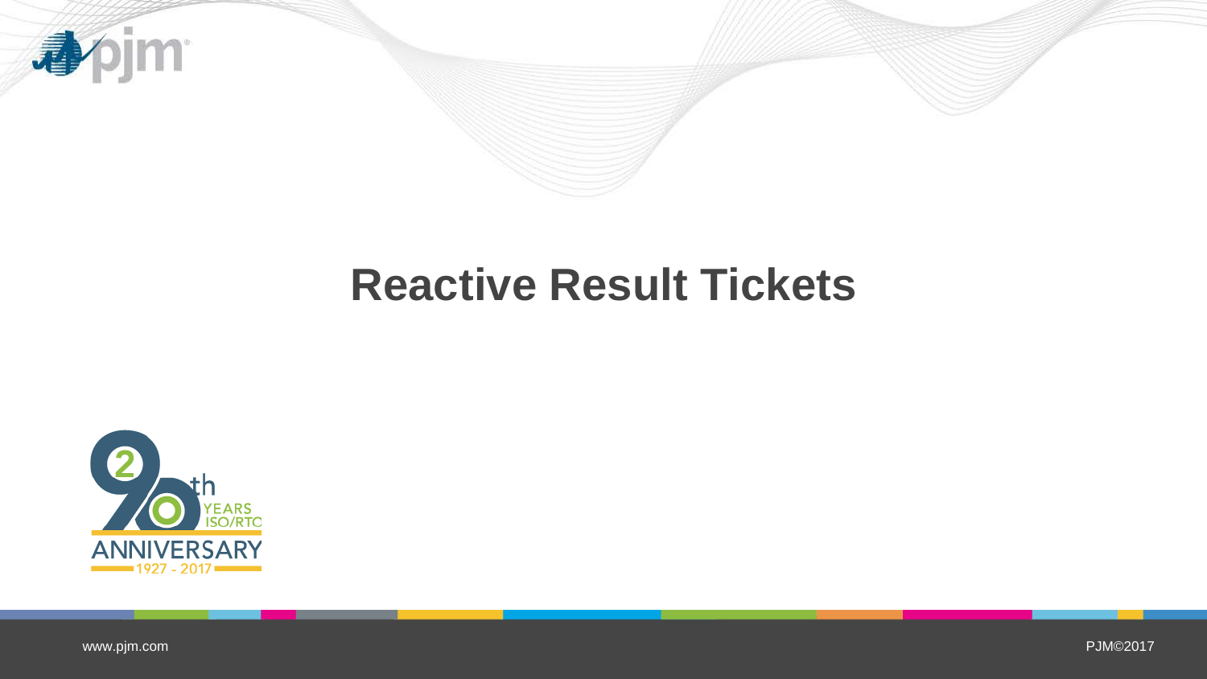# Reactive Result Tickets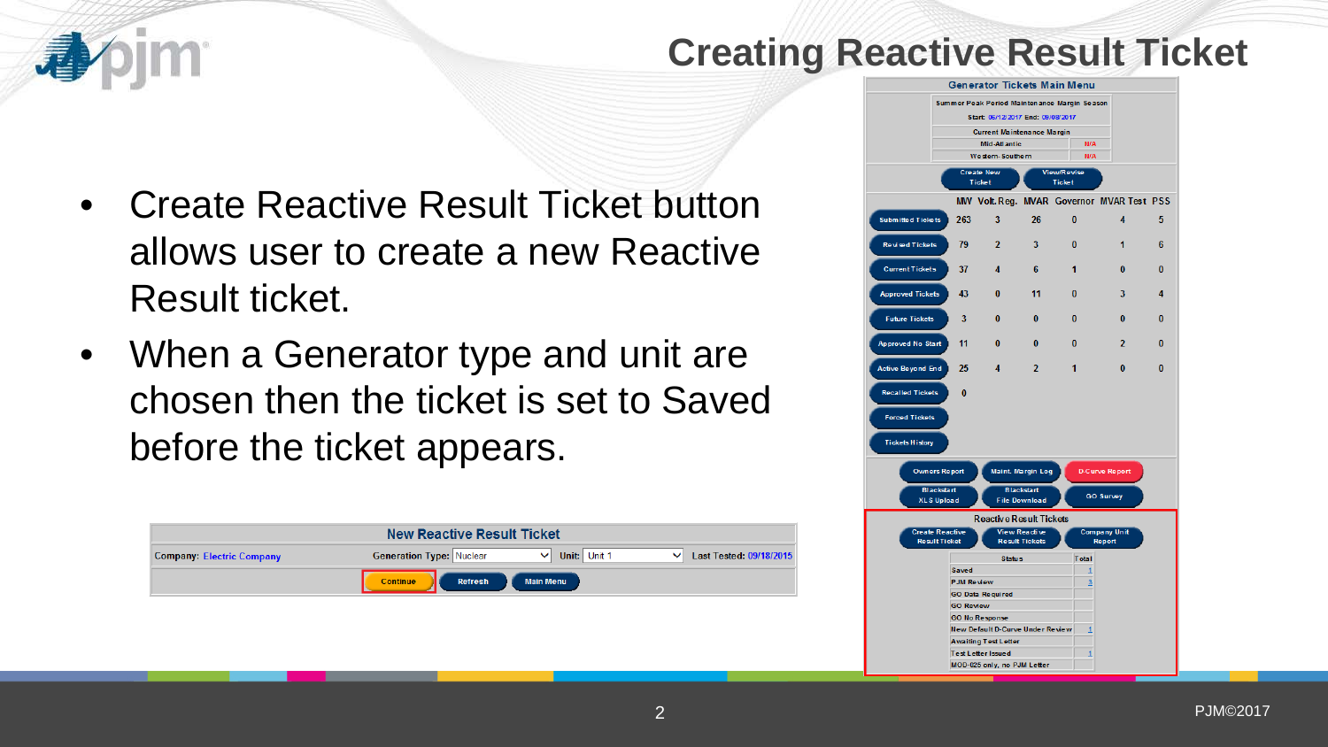# Creating Reactive Result Ticket

- Create Reactive Result Ticket button allows user to create a new Reactive Result ticket.
- When a Generator type and unit are chosen then the ticket is set to Saved before the ticket appears.

| New Reactive Result Ticket | | |
|---|---|---|
| Company: Electric Company | Generation Type: Nuclear Unit: Unit 1 | Last Tested: 09/18/2015 |
| Continue | Refresh | Main Menu |

**Generator Tickets Main Menu**

Summer Peak Period Maintenance Margin Season
Start: 06/12/2017 End: 09/08/2017

| Current Maintenance Margin | |
|---|---|
| Mid-Atlantic | N/A |
| Western-Southern | N/A |

Create New Ticket | View/Revise Ticket

| | MW | Volt. Reg. | MVAR | Governor | MVAR Test | PSS |
|---|---|---|---|---|---|---|
| Submitted Tickets | 263 | 3 | 26 | 0 | 4 | 5 |
| Revised Tickets | 79 | 2 | 3 | 0 | 1 | 6 |
| Current Tickets | 37 | 4 | 6 | 1 | 0 | 0 |
| Approved Tickets | 43 | 0 | 11 | 0 | 3 | 4 |
| Future Tickets | 3 | 0 | 0 | 0 | 0 | 0 |
| Approved No Start | 11 | 0 | 0 | 0 | 2 | 0 |
| Active Beyond End | 25 | 4 | 2 | 1 | 0 | 0 |
| Recalled Tickets | 0 | | | | | |
| Forced Tickets | | | | | | |
| Tickets History | | | | | | |

Owners Report | Maint. Margin Log | D-Curve Report
Blackstart XLS Upload | Blackstart File Download | GO Survey

**Reactive Result Tickets**

Create Reactive Result Ticket | View Reactive Result Tickets | Company Unit Report

| Status | Total |
|---|---|
| Saved | 1 |
| PJM Review | 3 |
| GO Data Required | |
| GO Review | |
| GO No Response | |
| New Default D-Curve Under Review | 1 |
| Awaiting Test Letter | |
| Test Letter Issued | 1 |
| MOD-025 only, no PJM Letter | |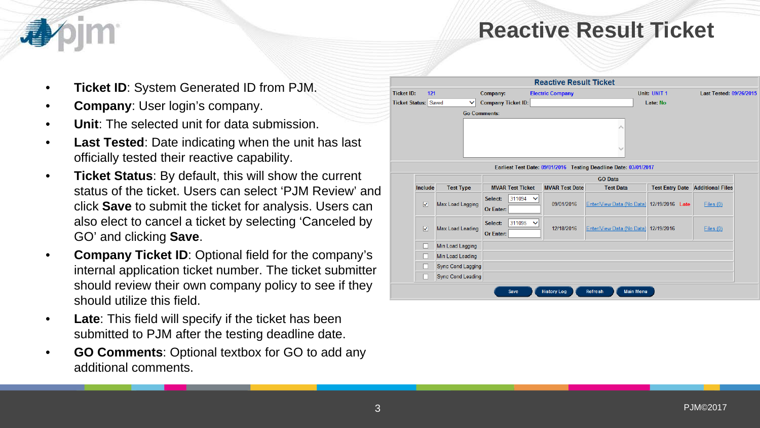# Reactive Result Ticket

- **Ticket ID**: System Generated ID from PJM.
- **Company**: User login's company.
- **Unit**: The selected unit for data submission.
- **Last Tested**: Date indicating when the unit has last officially tested their reactive capability.
- **Ticket Status**: By default, this will show the current status of the ticket. Users can select 'PJM Review' and click **Save** to submit the ticket for analysis. Users can also elect to cancel a ticket by selecting 'Canceled by GO' and clicking **Save**.
- **Company Ticket ID**: Optional field for the company's internal application ticket number. The ticket submitter should review their own company policy to see if they should utilize this field.
- **Late**: This field will specify if the ticket has been submitted to PJM after the testing deadline date.
- **GO Comments**: Optional textbox for GO to add any additional comments.

**Reactive Result Ticket**

Ticket ID: 121 | Company: Electric Company | Unit: UNIT 1 | Last Tested: 09/26/2015

Ticket Status: Saved | Company Ticket ID: | Late: No

Go Comments:

Earliest Test Date: 09/01/2016 Testing Deadline Date: 03/01/2017

| Include | Test Type | GO Data | | | | |
|---|---|---|---|---|---|---|
| | | MVAR Test Ticket | MVAR Test Date | Test Data | Test Entry Date | Additional Files |
| ☑ | Max Load Lagging | Select: 311094 Or Enter: | 09/01/2016 | Enter/View Data (No Data) | 12/19/2016 Late | Files (0) |
| ☑ | Max Load Leading | Select: 311095 Or Enter: | 12/18/2016 | Enter/View Data (No Data) | 12/19/2016 | Files (0) |
| ☐ | Min Load Lagging | | | | | |
| ☐ | Min Load Leading | | | | | |
| ☐ | Sync Cond Lagging | | | | | |
| ☐ | Sync Cond Leading | | | | | |

Save | History Log | Refresh | Main Menu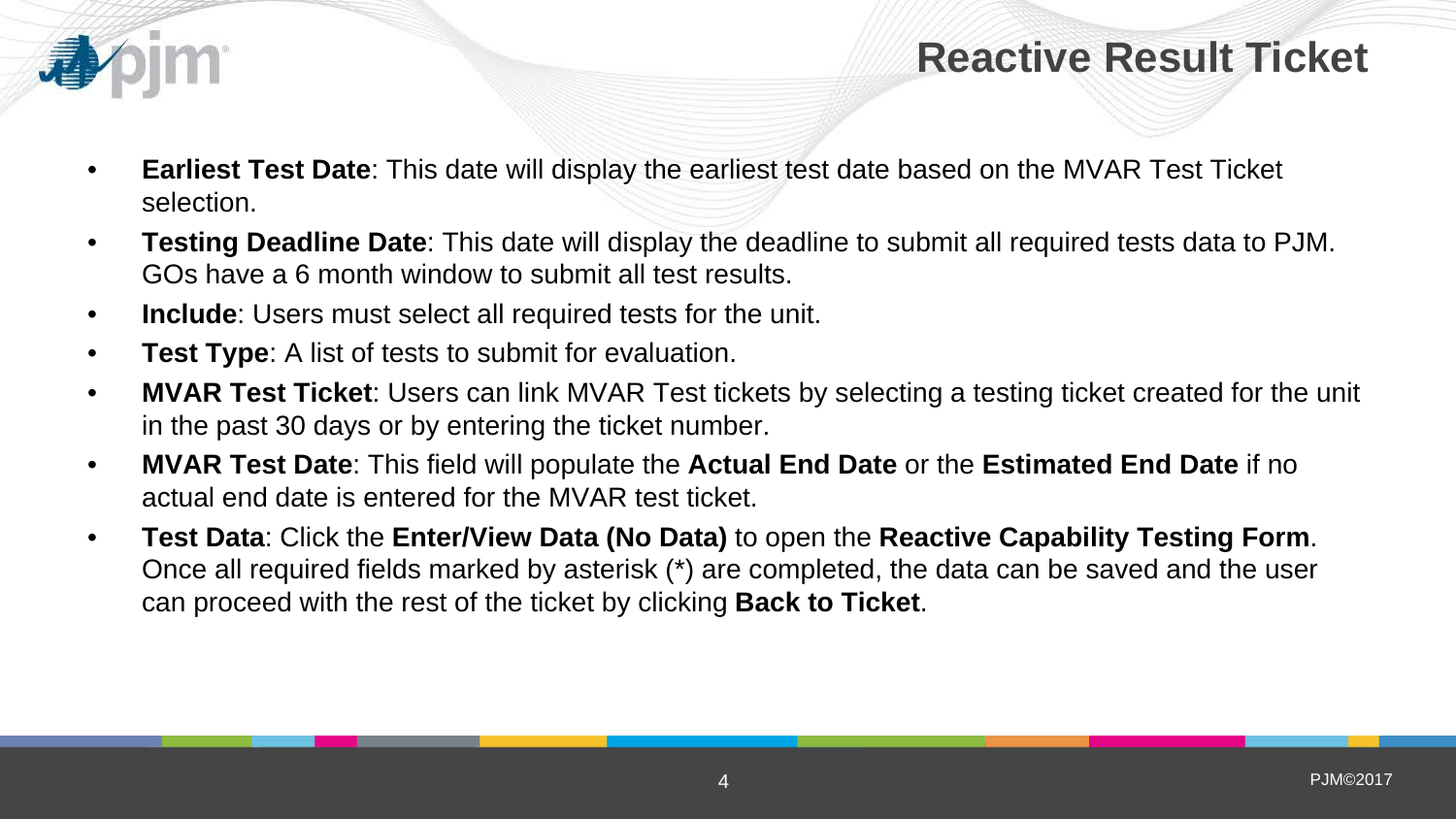# Reactive Result Ticket

- **Earliest Test Date**: This date will display the earliest test date based on the MVAR Test Ticket selection.
- **Testing Deadline Date**: This date will display the deadline to submit all required tests data to PJM. GOs have a 6 month window to submit all test results.
- **Include**: Users must select all required tests for the unit.
- **Test Type**: A list of tests to submit for evaluation.
- **MVAR Test Ticket**: Users can link MVAR Test tickets by selecting a testing ticket created for the unit in the past 30 days or by entering the ticket number.
- **MVAR Test Date**: This field will populate the **Actual End Date** or the **Estimated End Date** if no actual end date is entered for the MVAR test ticket.
- **Test Data**: Click the **Enter/View Data (No Data)** to open the **Reactive Capability Testing Form**. Once all required fields marked by asterisk (*) are completed, the data can be saved and the user can proceed with the rest of the ticket by clicking **Back to Ticket**.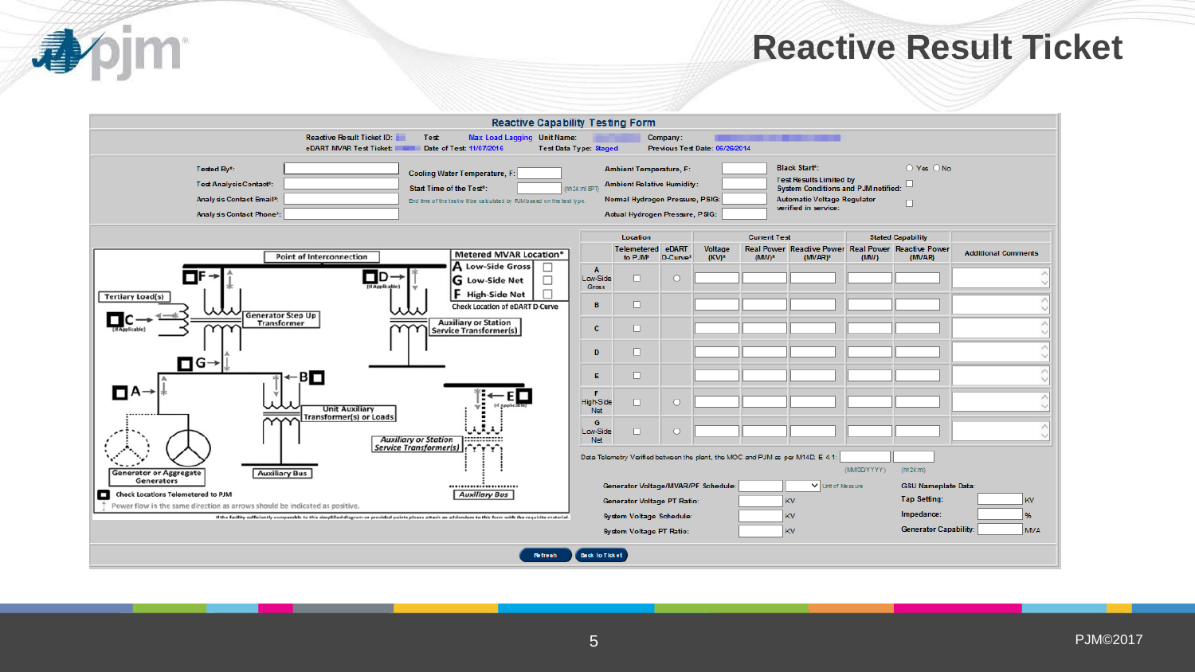# Reactive Result Ticket

## Reactive Capability Testing Form

Reactive Result Ticket ID: | Test: Max Load Lagging | Unit Name: | Company:

eDART MVAR Test Ticket: | Date of Test: 11/07/2016 | Test Data Type: Staged | Previous Test Date: 06/26/2014

Tested By*:

Test Analysis Contact*:

Analysis Contact Email*:

Analysis Contact Phone*:

Cooling Water Temperature, F:

Start Time of the Test*: (hh24:mi EPT)

End time of the test will be calculated by PJM based on the test type.

Ambient Temperature, F:

Ambient Relative Humidity:

Normal Hydrogen Pressure, PSIG:

Actual Hydrogen Pressure, PSIG:

Black Start*: ○ Yes ○ No

Test Results Limited by System Conditions and PJM notified: ☐

Automatic Voltage Regulator verified in service: ☐

Point of Interconnection

Metered MVAR Location*

- A Low-Side Gross ☐
- G Low-Side Net ☐
- F High-Side Net ☐

Check Location of eDART D-Curve

Tertiary Load(s) | Generator Step Up Transformer | Auxiliary or Station Service Transformer(s) | Unit Auxiliary Transformer(s) or Loads | Generator or Aggregate Generators | Auxiliary Bus | (If Applicable)

☐ Check Locations Telemetered to PJM

Power flow in the same direction as arrows should be indicated as positive.

If the facility sufficiently comparable to this simplified diagram or provided points please attach an addendum to this form with the requisite material.

| Location | | | Current Test | | | Stated Capability | | |
|---|---|---|---|---|---|---|---|---|
| | Telemetered to PJM* | eDART D-Curve* | Voltage (KV)* | Real Power (MW)* | Reactive Power (MVAR)* | Real Power (MW) | Reactive Power (MVAR) | Additional Comments |
| A Low-Side Gross | ☐ | ○ | | | | | | |
| B | ☐ | | | | | | | |
| C | ☐ | | | | | | | |
| D | ☐ | | | | | | | |
| E | ☐ | | | | | | | |
| F High-Side Net | ☐ | ○ | | | | | | |
| G Low-Side Net | ☐ | ○ | | | | | | |

Data Telemetry Verified between the plant, the MOC and PJM as per M14D, E 4.1: (MM/DD/YYYY) (hh24:mi)

Generator Voltage/MVAR/PF Schedule: Unit of Measure

Generator Voltage PT Ratio: KV

System Voltage Schedule: KV

System Voltage PT Ratio: KV

GSU Nameplate Data:

Tap Setting: KV

Impedance: %

Generator Capability: MVA

Refresh | Back to Ticket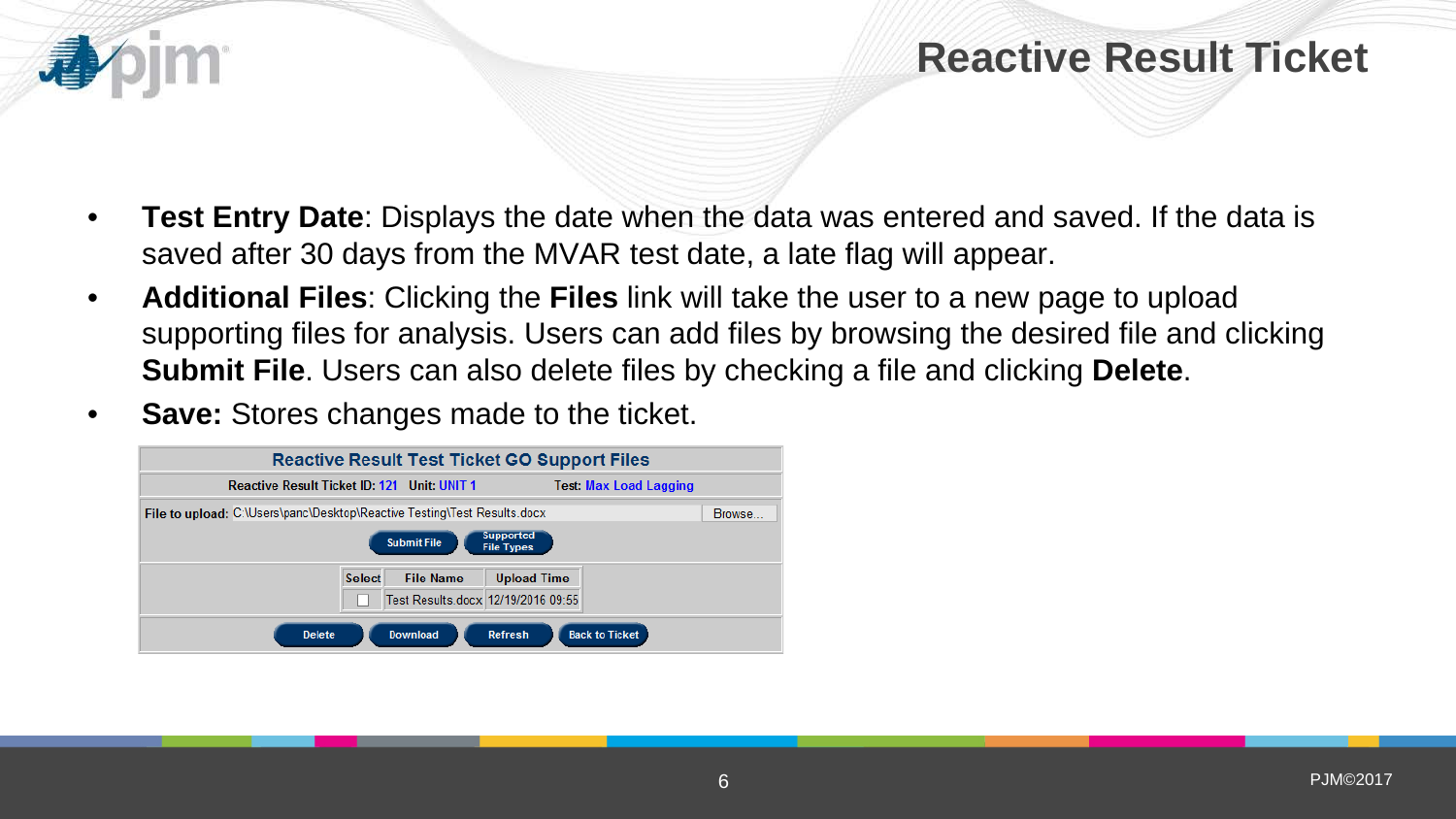# Reactive Result Ticket

- **Test Entry Date**: Displays the date when the data was entered and saved. If the data is saved after 30 days from the MVAR test date, a late flag will appear.
- **Additional Files**: Clicking the **Files** link will take the user to a new page to upload supporting files for analysis. Users can add files by browsing the desired file and clicking **Submit File**. Users can also delete files by checking a file and clicking **Delete**.
- **Save:** Stores changes made to the ticket.

**Reactive Result Test Ticket GO Support Files**

Reactive Result Ticket ID: 121 Unit: UNIT 1 Test: Max Load Lagging

File to upload: C:\Users\panc\Desktop\Reactive Testing\Test Results.docx [Browse...]

[Submit File] [Supported File Types]

| Select | File Name | Upload Time |
|---|---|---|
| ☐ | Test Results.docx | 12/19/2016 09:55 |

[Delete] [Download] [Refresh] [Back to Ticket]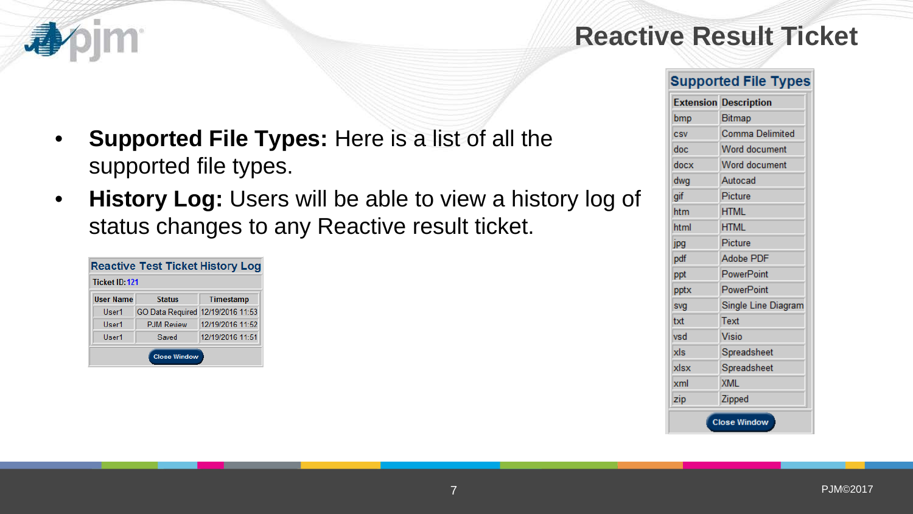# Reactive Result Ticket

- **Supported File Types:** Here is a list of all the supported file types.
- **History Log:** Users will be able to view a history log of status changes to any Reactive result ticket.

**Reactive Test Ticket History Log**

Ticket ID: 121

| User Name | Status | Timestamp |
|---|---|---|
| User1 | GO Data Required | 12/19/2016 11:53 |
| User1 | PJM Review | 12/19/2016 11:52 |
| User1 | Saved | 12/19/2016 11:51 |

Close Window

**Supported File Types**

| Extension | Description |
|---|---|
| bmp | Bitmap |
| csv | Comma Delimited |
| doc | Word document |
| docx | Word document |
| dwg | Autocad |
| gif | Picture |
| htm | HTML |
| html | HTML |
| jpg | Picture |
| pdf | Adobe PDF |
| ppt | PowerPoint |
| pptx | PowerPoint |
| svg | Single Line Diagram |
| txt | Text |
| vsd | Visio |
| xls | Spreadsheet |
| xlsx | Spreadsheet |
| xml | XML |
| zip | Zipped |

Close Window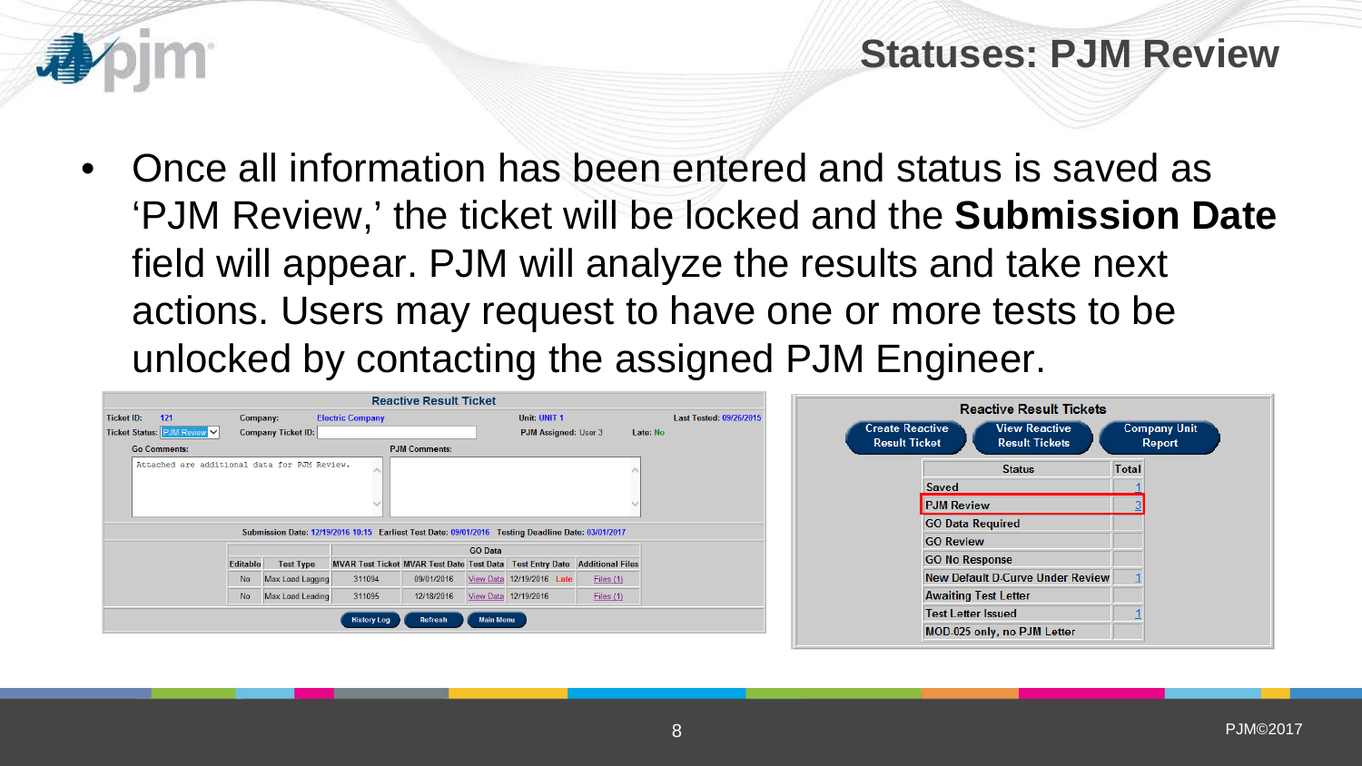# Statuses: PJM Review

- Once all information has been entered and status is saved as 'PJM Review,' the ticket will be locked and the **Submission Date** field will appear. PJM will analyze the results and take next actions. Users may request to have one or more tests to be unlocked by contacting the assigned PJM Engineer.

**Reactive Result Ticket**

Ticket ID: 121 | Company: Electric Company | Unit: UNIT 1 | Last Tested: 09/26/2015

Ticket Status: PJM Review | Company Ticket ID: | PJM Assigned: User 3 | Late: No

Go Comments: Attached are additional data for PJM Review.

PJM Comments:

Submission Date: 12/19/2016 10:15 Earliest Test Date: 09/01/2016 Testing Deadline Date: 03/01/2017

| | | GO Data | | | | |
|---|---|---|---|---|---|---|
| Editable | Test Type | MVAR Test Ticket | MVAR Test Date | Test Data | Test Entry Date | Additional Files |
| No | Max Load Lagging | 311094 | 09/01/2016 | View Data | 12/19/2016 Late | Files (1) |
| No | Max Load Leading | 311095 | 12/18/2016 | View Data | 12/19/2016 | Files (1) |

History Log | Refresh | Main Menu

**Reactive Result Tickets**

Create Reactive Result Ticket | View Reactive Result Tickets | Company Unit Report

| Status | Total |
|---|---|
| Saved | 1 |
| PJM Review | 3 |
| GO Data Required | |
| GO Review | |
| GO No Response | |
| New Default D-Curve Under Review | 1 |
| Awaiting Test Letter | |
| Test Letter Issued | 1 |
| MOD-025 only, no PJM Letter | |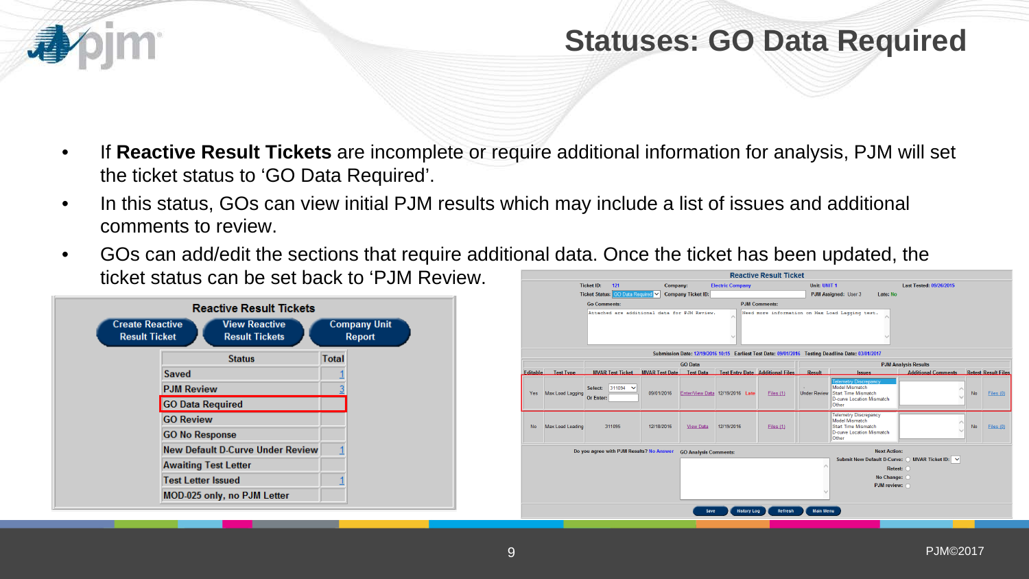# Statuses: GO Data Required

- If **Reactive Result Tickets** are incomplete or require additional information for analysis, PJM will set the ticket status to 'GO Data Required'.
- In this status, GOs can view initial PJM results which may include a list of issues and additional comments to review.
- GOs can add/edit the sections that require additional data. Once the ticket has been updated, the ticket status can be set back to 'PJM Review'.

**Reactive Result Tickets**

Create Reactive Result Ticket | View Reactive Result Tickets | Company Unit Report

| Status | Total |
| --- | --- |
| Saved | 1 |
| PJM Review | 3 |
| GO Data Required | |
| GO Review | |
| GO No Response | |
| New Default D-Curve Under Review | 1 |
| Awaiting Test Letter | |
| Test Letter Issued | 1 |
| MOD-025 only, no PJM Letter | |

**Reactive Result Ticket**

Ticket ID: 121 | Company: Electric Company | Unit: UNIT 1 | Last Tested: 09/26/2015

Ticket Status: GO Data Required | Company Ticket ID: | PJM Assigned: User 3 | Late: No

GO Comments: Attached are additional data for PJM Review.

PJM Comments: Need more information on Max Load Lagging test.

Submission Date: 12/19/2016 10:15 Earliest Test Date: 09/01/2016 Testing Deadline Date: 03/01/2017

| Editable | Test Type | MVAR Test Ticket | MVAR Test Date | Test Data | Test Entry Date | Additional Files | Result | Issues | Additional Comments | Retest | Result Files |
| --- | --- | --- | --- | --- | --- | --- | --- | --- | --- | --- | --- |
| Yes | Max Load Lagging | Select: 311094 Or Enter: | 09/01/2016 | Enter/View Data | 12/19/2016 Late | Files (1) | Under Review | Telemetry Discrepancy, Model Mismatch, Start Time Mismatch, D-curve Location Mismatch, Other | | No | Files (0) |
| No | Max Load Leading | 311095 | 12/18/2016 | View Data | 12/19/2016 | Files (1) | | Telemetry Discrepancy, Model Mismatch, Start Time Mismatch, D-curve Location Mismatch, Other | | No | Files (0) |

Do you agree with PJM Results? No Answer

GO Analysis Comments:

Next Action:
Submit New Default D-Curve: MVAR Ticket ID:
Retest:
No Change:
PJM review:

Save | History Log | Refresh | Main Menu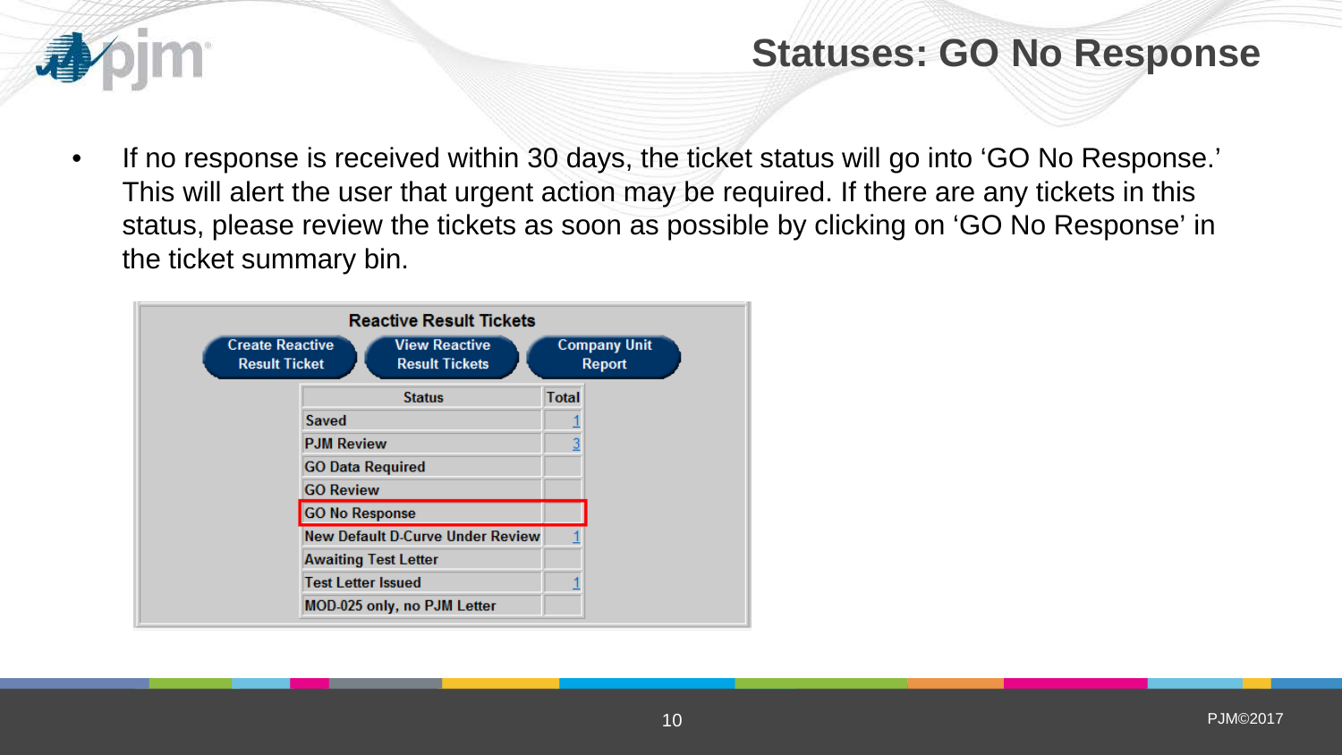# Statuses: GO No Response

- If no response is received within 30 days, the ticket status will go into 'GO No Response.' This will alert the user that urgent action may be required. If there are any tickets in this status, please review the tickets as soon as possible by clicking on 'GO No Response' in the ticket summary bin.

**Reactive Result Tickets**

Create Reactive Result Ticket | View Reactive Result Tickets | Company Unit Report

| Status | Total |
| --- | --- |
| Saved | 1 |
| PJM Review | 3 |
| GO Data Required | |
| GO Review | |
| GO No Response | |
| New Default D-Curve Under Review | 1 |
| Awaiting Test Letter | |
| Test Letter Issued | 1 |
| MOD-025 only, no PJM Letter | |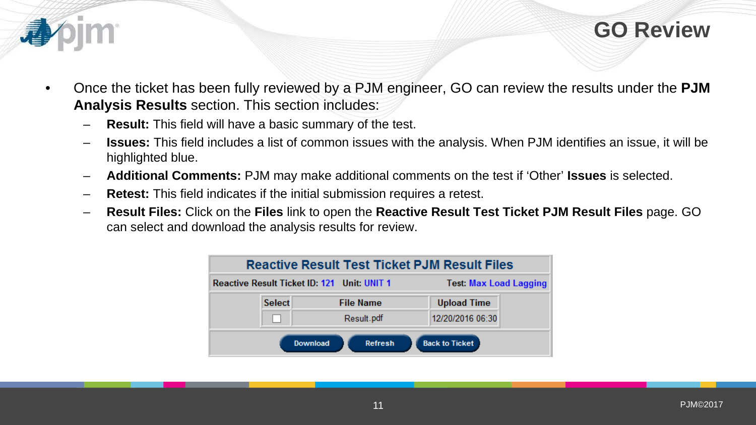# GO Review

- Once the ticket has been fully reviewed by a PJM engineer, GO can review the results under the **PJM Analysis Results** section. This section includes:
  - **Result:** This field will have a basic summary of the test.
  - **Issues:** This field includes a list of common issues with the analysis. When PJM identifies an issue, it will be highlighted blue.
  - **Additional Comments:** PJM may make additional comments on the test if 'Other' **Issues** is selected.
  - **Retest:** This field indicates if the initial submission requires a retest.
  - **Result Files:** Click on the **Files** link to open the **Reactive Result Test Ticket PJM Result Files** page. GO can select and download the analysis results for review.

**Reactive Result Test Ticket PJM Result Files**

Reactive Result Ticket ID: 121 Unit: UNIT 1 Test: Max Load Lagging

| Select | File Name | Upload Time |
| --- | --- | --- |
| ☐ | Result.pdf | 12/20/2016 06:30 |

Download | Refresh | Back to Ticket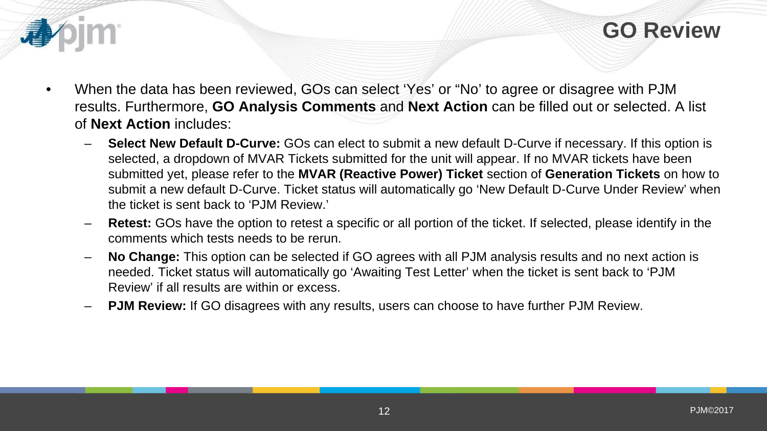# GO Review

- When the data has been reviewed, GOs can select ‘Yes’ or “No’ to agree or disagree with PJM results. Furthermore, **GO Analysis Comments** and **Next Action** can be filled out or selected. A list of **Next Action** includes:
  - **Select New Default D-Curve:** GOs can elect to submit a new default D-Curve if necessary. If this option is selected, a dropdown of MVAR Tickets submitted for the unit will appear. If no MVAR tickets have been submitted yet, please refer to the **MVAR (Reactive Power) Ticket** section of **Generation Tickets** on how to submit a new default D-Curve. Ticket status will automatically go ‘New Default D-Curve Under Review’ when the ticket is sent back to ‘PJM Review.’
  - **Retest:** GOs have the option to retest a specific or all portion of the ticket. If selected, please identify in the comments which tests needs to be rerun.
  - **No Change:** This option can be selected if GO agrees with all PJM analysis results and no next action is needed. Ticket status will automatically go ‘Awaiting Test Letter’ when the ticket is sent back to ‘PJM Review’ if all results are within or excess.
  - **PJM Review:** If GO disagrees with any results, users can choose to have further PJM Review.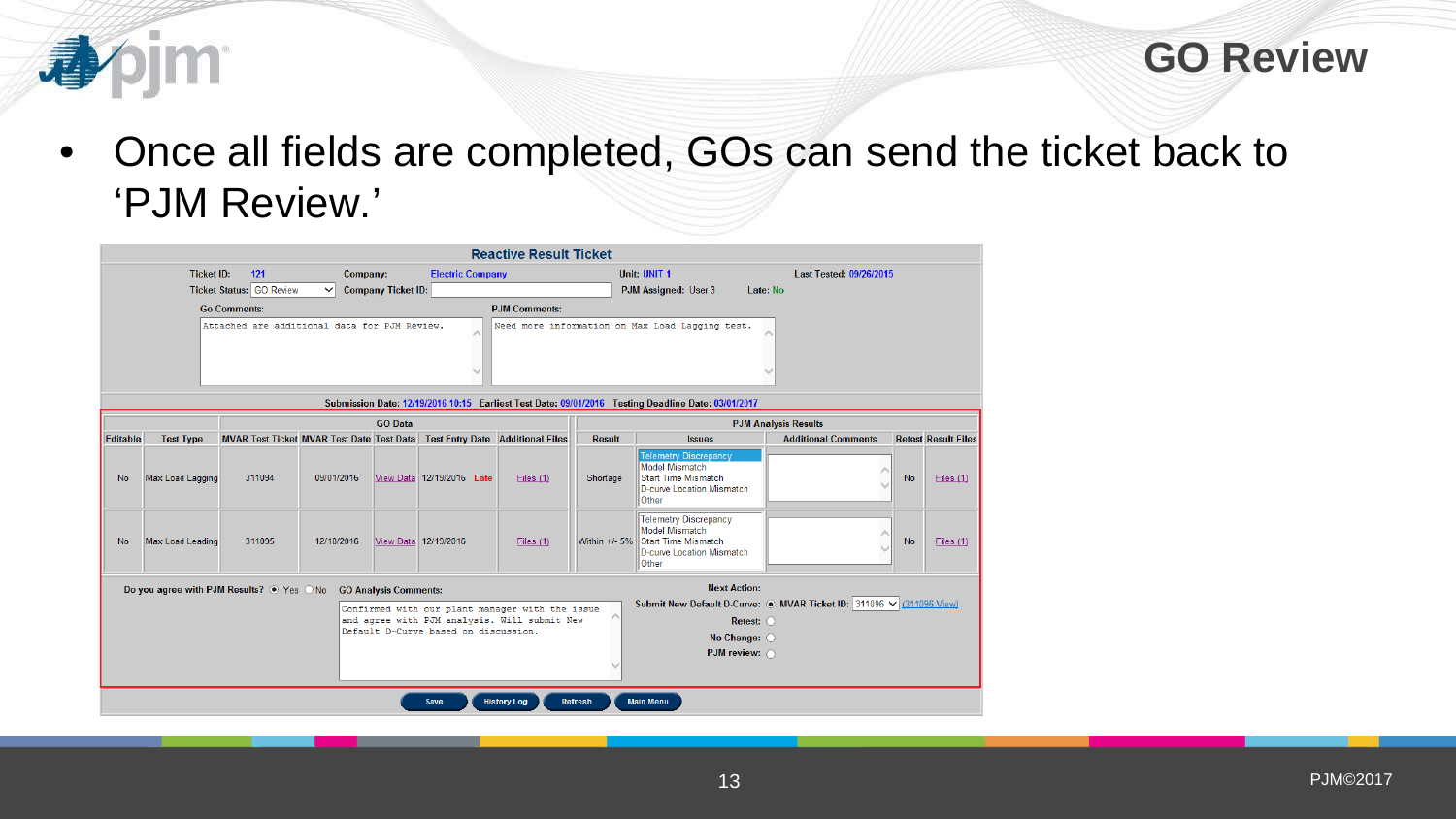# GO Review

- Once all fields are completed, GOs can send the ticket back to 'PJM Review.'

**Reactive Result Ticket**

Ticket ID: 121 | Company: Electric Company | Unit: UNIT 1 | Last Tested: 09/26/2015

Ticket Status: GO Review | Company Ticket ID: | PJM Assigned: User 3 | Late: No

Go Comments: Attached are additional data for PJM Review.

PJM Comments: Need more information on Max Load Lagging test.

Submission Date: 12/19/2016 10:15 Earliest Test Date: 09/01/2016 Testing Deadline Date: 03/01/2017

| | GO Data | | | | | | PJM Analysis Results | | | | |
|---|---|---|---|---|---|---|---|---|---|---|---|
| Editable | Test Type | MVAR Test Ticket | MVAR Test Date | Test Data | Test Entry Date | Additional Files | Result | Issues | Additional Comments | Retest | Result Files |
| No | Max Load Lagging | 311094 | 09/01/2016 | View Data | 12/19/2016 Late | Files (1) | Shortage | Telemetry Discrepancy, Model Mismatch, Start Time Mismatch, D-curve Location Mismatch, Other | | No | Files (1) |
| No | Max Load Leading | 311095 | 12/18/2016 | View Data | 12/19/2016 | Files (1) | Within +/- 5% | Telemetry Discrepancy, Model Mismatch, Start Time Mismatch, D-curve Location Mismatch, Other | | No | Files (1) |

Do you agree with PJM Results? (•) Yes ( ) No

GO Analysis Comments: Confirmed with our plant manager with the issue and agree with PJM analysis. Will submit New Default D-Curve based on discussion.

Next Action:

- Submit New Default D-Curve: (•) MVAR Ticket ID: 311096 (311096 View)
- Retest: ( )
- No Change: ( )
- PJM review: ( )

Save | History Log | Refresh | Main Menu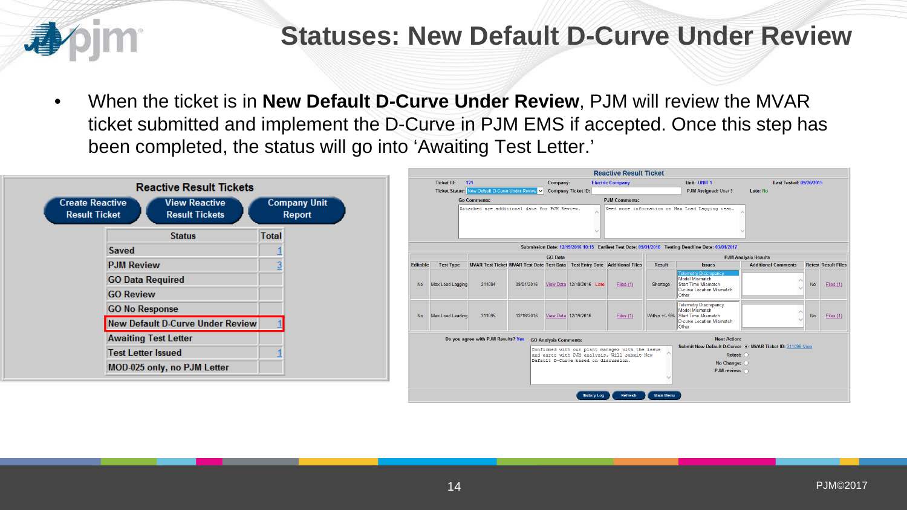# Statuses: New Default D-Curve Under Review

- When the ticket is in **New Default D-Curve Under Review**, PJM will review the MVAR ticket submitted and implement the D-Curve in PJM EMS if accepted. Once this step has been completed, the status will go into 'Awaiting Test Letter.'

**Reactive Result Tickets**

Create Reactive Result Ticket | View Reactive Result Tickets | Company Unit Report

| Status | Total |
|---|---|
| Saved | 1 |
| PJM Review | 3 |
| GO Data Required | |
| GO Review | |
| GO No Response | |
| New Default D-Curve Under Review | 1 |
| Awaiting Test Letter | |
| Test Letter Issued | 1 |
| MOD-025 only, no PJM Letter | |

**Reactive Result Ticket**

Ticket ID: 121 | Company: Electric Company | Unit: UNIT 1 | Last Tested: 09/26/2015

Ticket Status: New Default D-Curve Under Review | Company Ticket ID: | PJM Assigned: User 3 | Late: No

Go Comments: Attached are additional data for PJM Review.

PJM Comments: Need more information on Max Load Lagging test.

Submission Date: 12/19/2016 10:15 Earliest Test Date: 09/01/2016 Testing Deadline Date: 03/01/2017

| GO Data | | | | | | | | PJM Analysis Results | | | | |
|---|---|---|---|---|---|---|---|---|---|---|---|---|
| Editable | Test Type | MVAR Test Ticket | MVAR Test Date | Test Data | Test Entry Date | Additional Files | Result | Issues | Additional Comments | Retest | Result Files |
| No | Max Load Lagging | 311094 | 09/01/2016 | View Data | 12/19/2016 Late | Files (1) | Shortage | Telemetry Discrepancy, Model Mismatch, Start Time Mismatch, D-curve Location Mismatch, Other | | No | Files (1) |
| No | Max Load Leading | 311095 | 12/18/2016 | View Data | 12/19/2016 | Files (1) | Within +/- 5% | Telemetry Discrepancy, Model Mismatch, Start Time Mismatch, D-curve Location Mismatch, Other | | No | Files (1) |

Do you agree with PJM Results? Yes

GO Analysis Comments: Confirmed with our plant manager with the issue and agree with PJM analysis. Will submit New Default D-Curve based on discussion.

Next Action:
- Submit New Default D-Curve: (selected) MVAR Ticket ID: 311096 View
- Retest:
- No Change:
- PJM review:

History Log | Refresh | Main Menu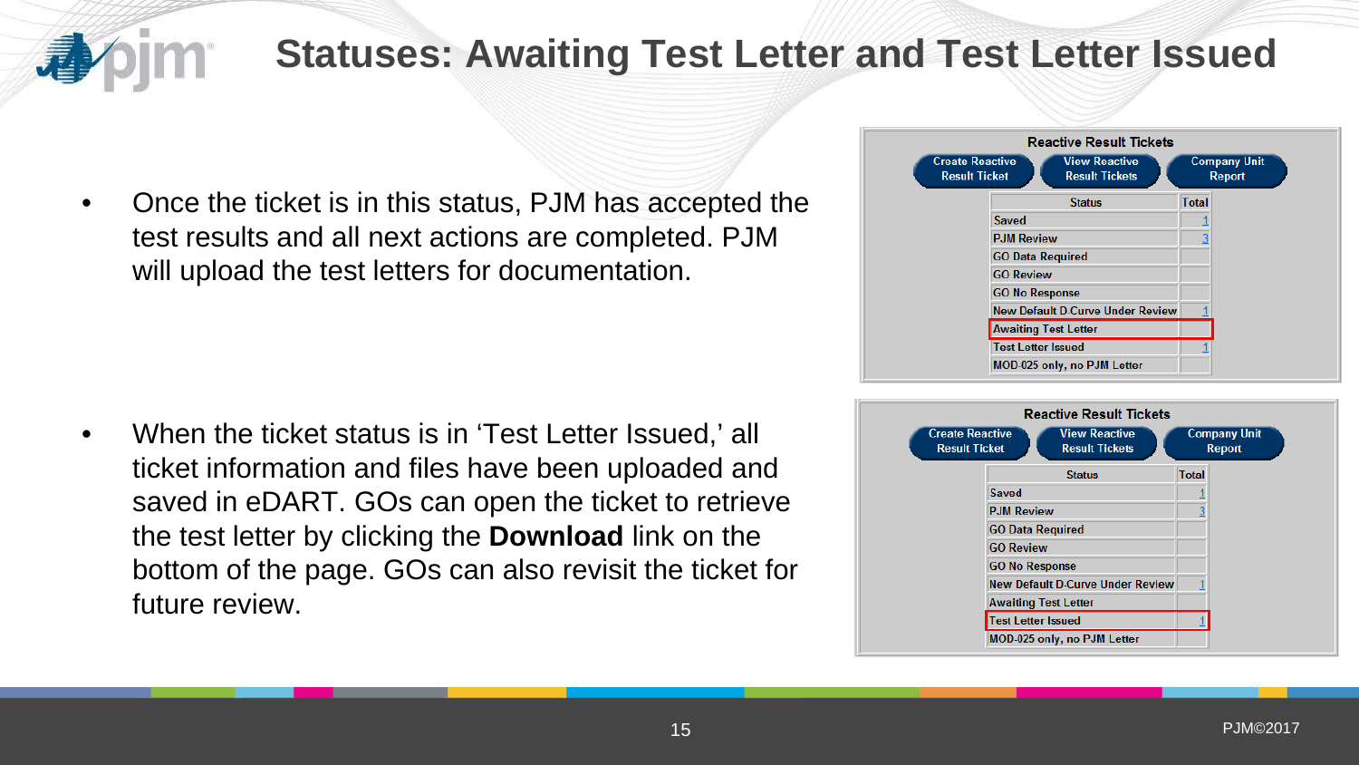# Statuses: Awaiting Test Letter and Test Letter Issued

- Once the ticket is in this status, PJM has accepted the test results and all next actions are completed. PJM will upload the test letters for documentation.

**Reactive Result Tickets**

Create Reactive Result Ticket | View Reactive Result Tickets | Company Unit Report

| Status | Total |
|---|---|
| Saved | 1 |
| PJM Review | 3 |
| GO Data Required | |
| GO Review | |
| GO No Response | |
| New Default D-Curve Under Review | 1 |
| Awaiting Test Letter | |
| Test Letter Issued | 1 |
| MOD-025 only, no PJM Letter | |

- When the ticket status is in 'Test Letter Issued,' all ticket information and files have been uploaded and saved in eDART. GOs can open the ticket to retrieve the test letter by clicking the **Download** link on the bottom of the page. GOs can also revisit the ticket for future review.

**Reactive Result Tickets**

Create Reactive Result Ticket | View Reactive Result Tickets | Company Unit Report

| Status | Total |
|---|---|
| Saved | 1 |
| PJM Review | 3 |
| GO Data Required | |
| GO Review | |
| GO No Response | |
| New Default D-Curve Under Review | 1 |
| Awaiting Test Letter | |
| Test Letter Issued | 1 |
| MOD-025 only, no PJM Letter | |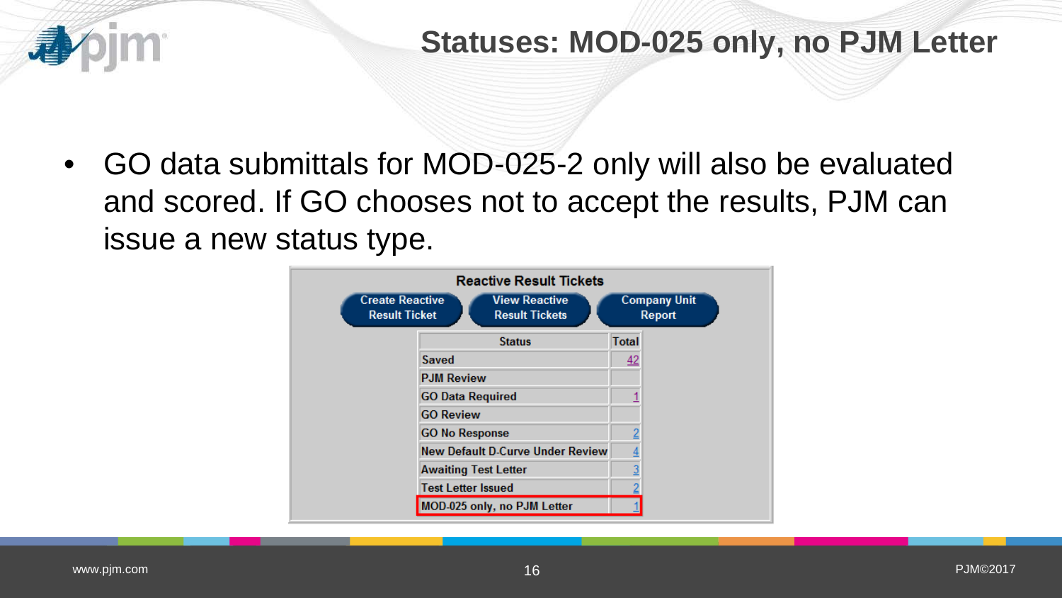# Statuses: MOD-025 only, no PJM Letter

- GO data submittals for MOD-025-2 only will also be evaluated and scored. If GO chooses not to accept the results, PJM can issue a new status type.

**Reactive Result Tickets**

Create Reactive Result Ticket | View Reactive Result Tickets | Company Unit Report

| Status | Total |
|---|---|
| Saved | 42 |
| PJM Review | |
| GO Data Required | 1 |
| GO Review | |
| GO No Response | 2 |
| New Default D-Curve Under Review | 4 |
| Awaiting Test Letter | 3 |
| Test Letter Issued | 2 |
| MOD-025 only, no PJM Letter | 1 |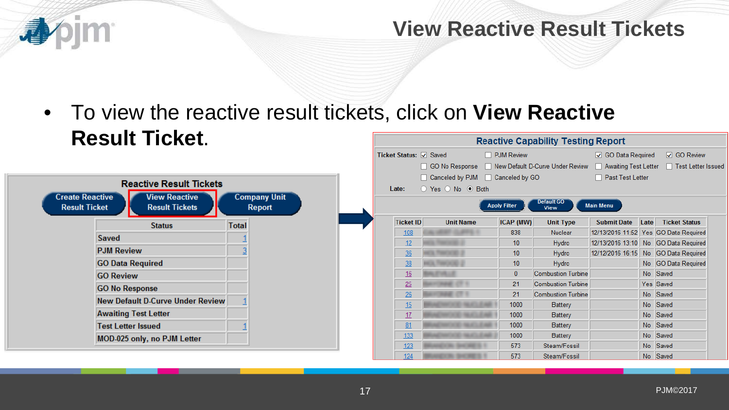# View Reactive Result Tickets

- To view the reactive result tickets, click on **View Reactive Result Ticket**.

**Reactive Result Tickets**

Create Reactive Result Ticket | View Reactive Result Tickets | Company Unit Report

| Status | Total |
|---|---|
| Saved | 1 |
| PJM Review | 3 |
| GO Data Required | |
| GO Review | |
| GO No Response | |
| New Default D-Curve Under Review | 1 |
| Awaiting Test Letter | |
| Test Letter Issued | 1 |
| MOD-025 only, no PJM Letter | |

**Reactive Capability Testing Report**

Ticket Status: ☑ Saved ☐ PJM Review ☑ GO Data Required ☑ GO Review ☐ GO No Response ☐ New Default D-Curve Under Review ☐ Awaiting Test Letter ☐ Test Letter Issued ☐ Canceled by PJM ☐ Canceled by GO ☐ Past Test Letter

Late: ○ Yes ○ No ◉ Both

Apply Filter | Default GO View | Main Menu

| Ticket ID | Unit Name | ICAP (MW) | Unit Type | Submit Date | Late | Ticket Status |
|---|---|---|---|---|---|---|
| 108 | | 838 | Nuclear | 12/13/2016 11:52 | Yes | GO Data Required |
| 12 | | 10 | Hydro | 12/13/2016 13:10 | No | GO Data Required |
| 36 | | 10 | Hydro | 12/12/2016 16:15 | No | GO Data Required |
| 38 | | 10 | Hydro | | No | GO Data Required |
| 16 | | 0 | Combustion Turbine | | No | Saved |
| 25 | | 21 | Combustion Turbine | | Yes | Saved |
| 26 | | 21 | Combustion Turbine | | No | Saved |
| 15 | | 1000 | Battery | | No | Saved |
| 17 | | 1000 | Battery | | No | Saved |
| 81 | | 1000 | Battery | | No | Saved |
| 133 | | 1000 | Battery | | No | Saved |
| 123 | | 573 | Steam/Fossil | | No | Saved |
| 124 | | 573 | Steam/Fossil | | No | Saved |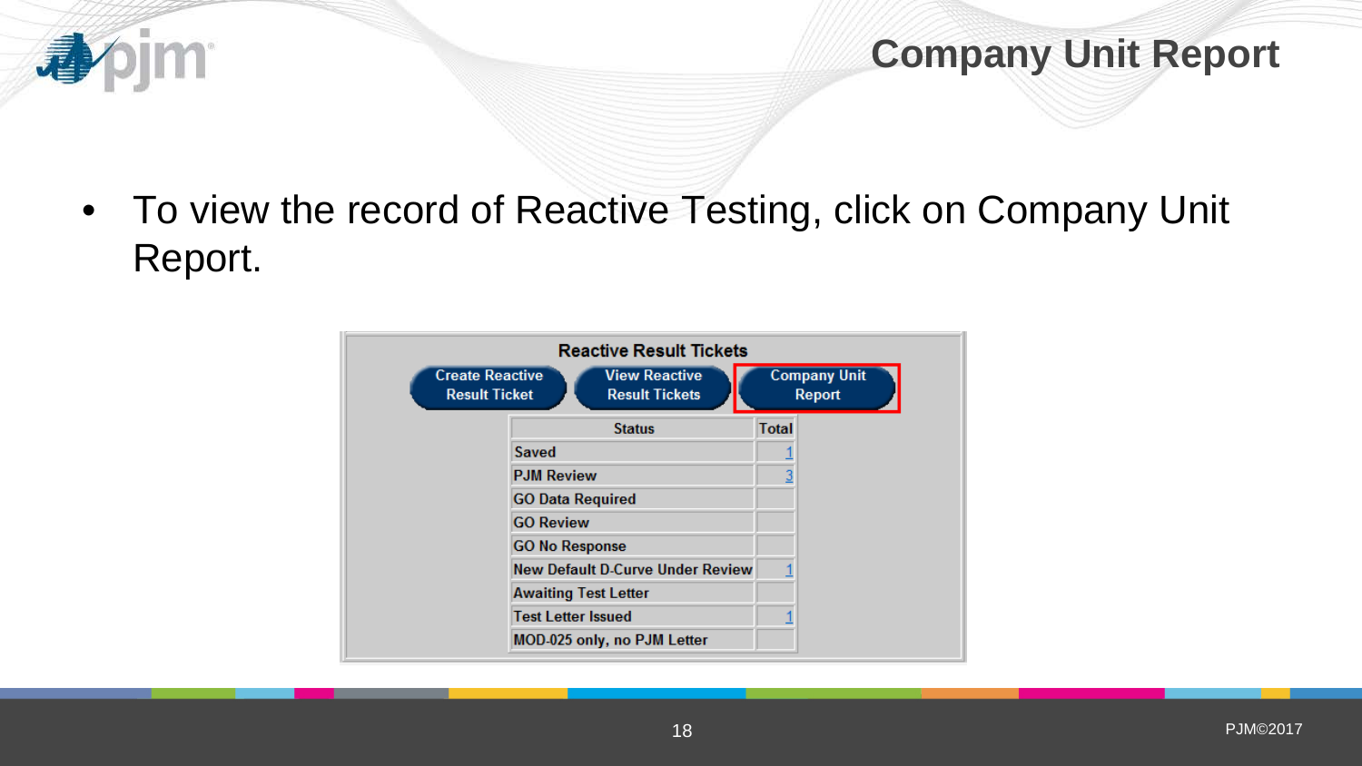# Company Unit Report

- To view the record of Reactive Testing, click on Company Unit Report.

**Reactive Result Tickets**

Create Reactive Result Ticket | View Reactive Result Tickets | Company Unit Report

| Status | Total |
|---|---|
| Saved | 1 |
| PJM Review | 3 |
| GO Data Required | |
| GO Review | |
| GO No Response | |
| New Default D-Curve Under Review | 1 |
| Awaiting Test Letter | |
| Test Letter Issued | 1 |
| MOD-025 only, no PJM Letter | |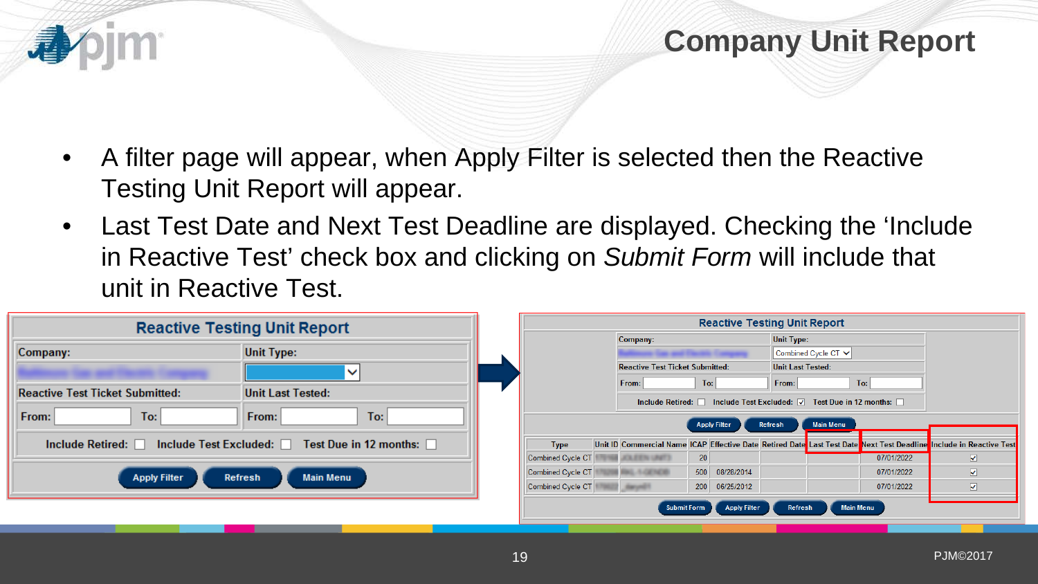# Company Unit Report

- A filter page will appear, when Apply Filter is selected then the Reactive Testing Unit Report will appear.
- Last Test Date and Next Test Deadline are displayed. Checking the 'Include in Reactive Test' check box and clicking on *Submit Form* will include that unit in Reactive Test.

**Reactive Testing Unit Report**

Company:

Unit Type:

Reactive Test Ticket Submitted:

Unit Last Tested:

From: To: From: To:

Include Retired: ☐ Include Test Excluded: ☐ Test Due in 12 months: ☐

Apply Filter | Refresh | Main Menu

**Reactive Testing Unit Report**

Company:

Unit Type: Combined Cycle CT

Reactive Test Ticket Submitted:

Unit Last Tested:

From: To: From: To:

Include Retired: ☐ Include Test Excluded: ☑ Test Due in 12 months: ☐

Apply Filter | Refresh | Main Menu

| Type | Unit ID | Commercial Name | ICAP | Effective Date | Retired Date | Last Test Date | Next Test Deadline | Include in Reactive Test |
|---|---|---|---|---|---|---|---|---|
| Combined Cycle CT | | | 20 | | | | 07/01/2022 | ☑ |
| Combined Cycle CT | | | 500 | 08/28/2014 | | | 07/01/2022 | ☑ |
| Combined Cycle CT | | | 200 | 06/25/2012 | | | 07/01/2022 | ☑ |

Submit Form | Apply Filter | Refresh | Main Menu